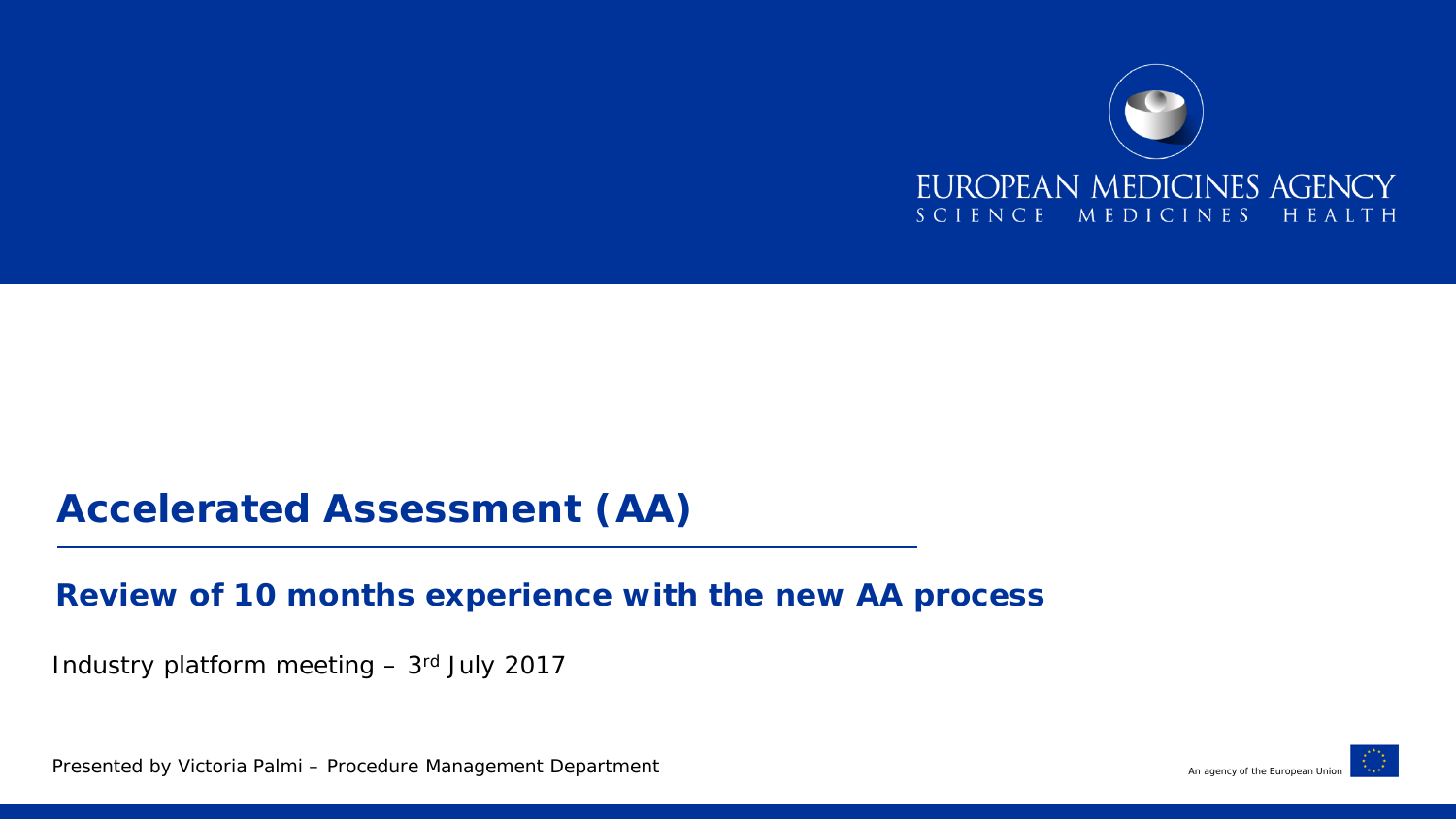EUROPEAN MEDICINES AGENCY
SCIENCE MEDICINES HEALTH

# Accelerated Assessment (AA)

## Review of 10 months experience with the new AA process

Industry platform meeting – 3rd July 2017

Presented by Victoria Palmi – Procedure Management Department

An agency of the European Union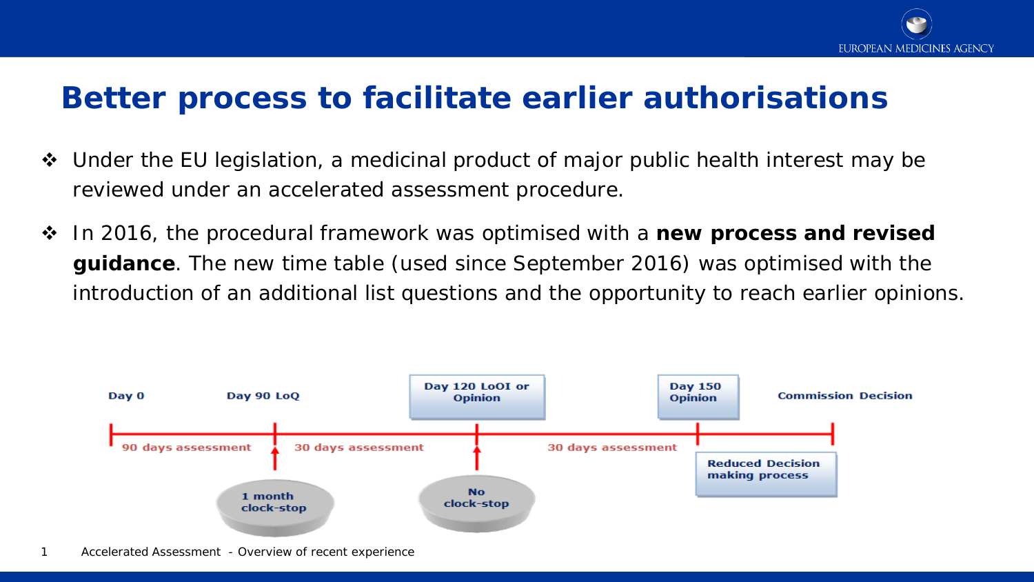# Better process to facilitate earlier authorisations

- Under the EU legislation, a medicinal product of major public health interest may be reviewed under an accelerated assessment procedure.
- In 2016, the procedural framework was optimised with a **new process and revised guidance**. The new time table (used since September 2016) was optimised with the introduction of an additional list questions and the opportunity to reach earlier opinions.

Day 0

Day 90 LoQ

Day 120 LoOI or Opinion

Day 150 Opinion

Commission Decision

90 days assessment

30 days assessment

30 days assessment

1 month clock-stop

No clock-stop

Reduced Decision making process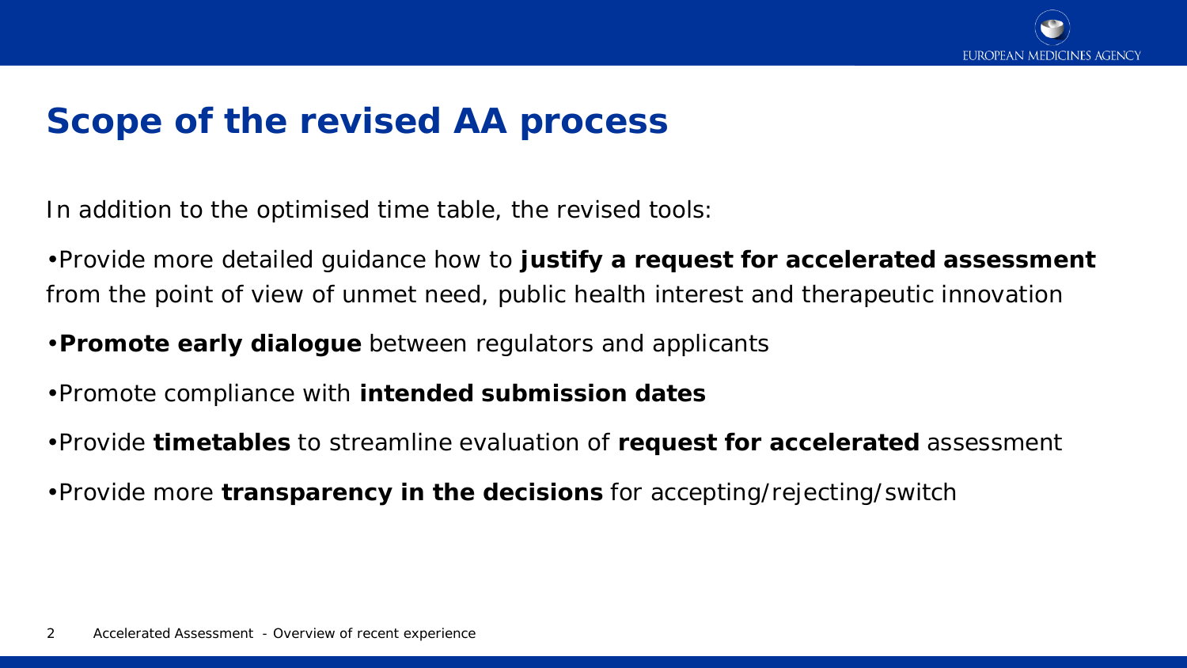# Scope of the revised AA process

In addition to the optimised time table, the revised tools:

- Provide more detailed guidance how to **justify a request for accelerated assessment** from the point of view of unmet need, public health interest and therapeutic innovation
- **Promote early dialogue** between regulators and applicants
- Promote compliance with **intended submission dates**
- Provide **timetables** to streamline evaluation of **request for accelerated** assessment
- Provide more **transparency in the decisions** for accepting/rejecting/switch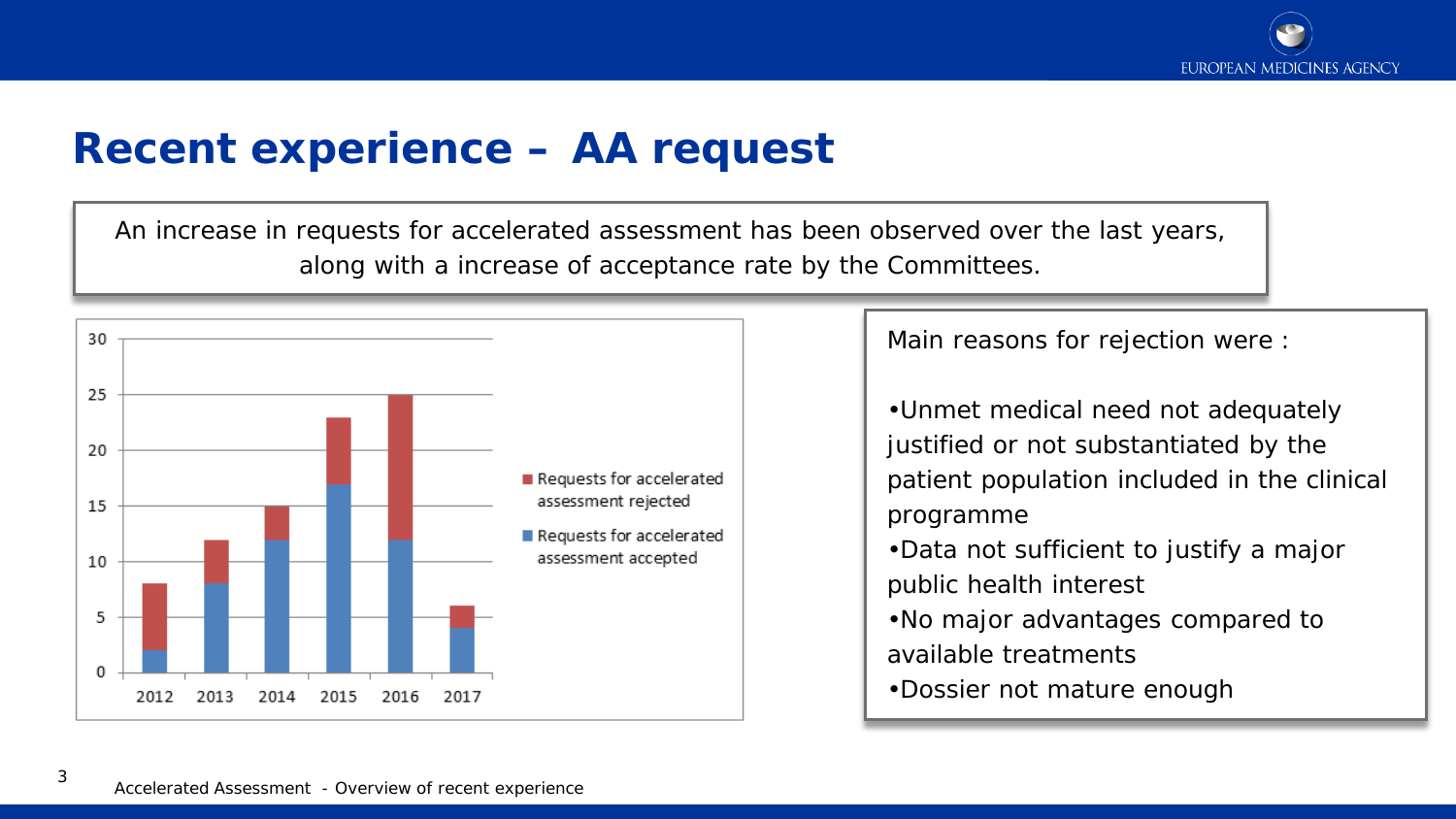# Recent experience – AA request

An increase in requests for accelerated assessment has been observed over the last years, along with a increase of acceptance rate by the Committees.

30
25
20
15
10
5
0

2012 2013 2014 2015 2016 2017

Requests for accelerated assessment rejected

Requests for accelerated assessment accepted

Main reasons for rejection were :

- Unmet medical need not adequately justified or not substantiated by the patient population included in the clinical programme
- Data not sufficient to justify a major public health interest
- No major advantages compared to available treatments
- Dossier not mature enough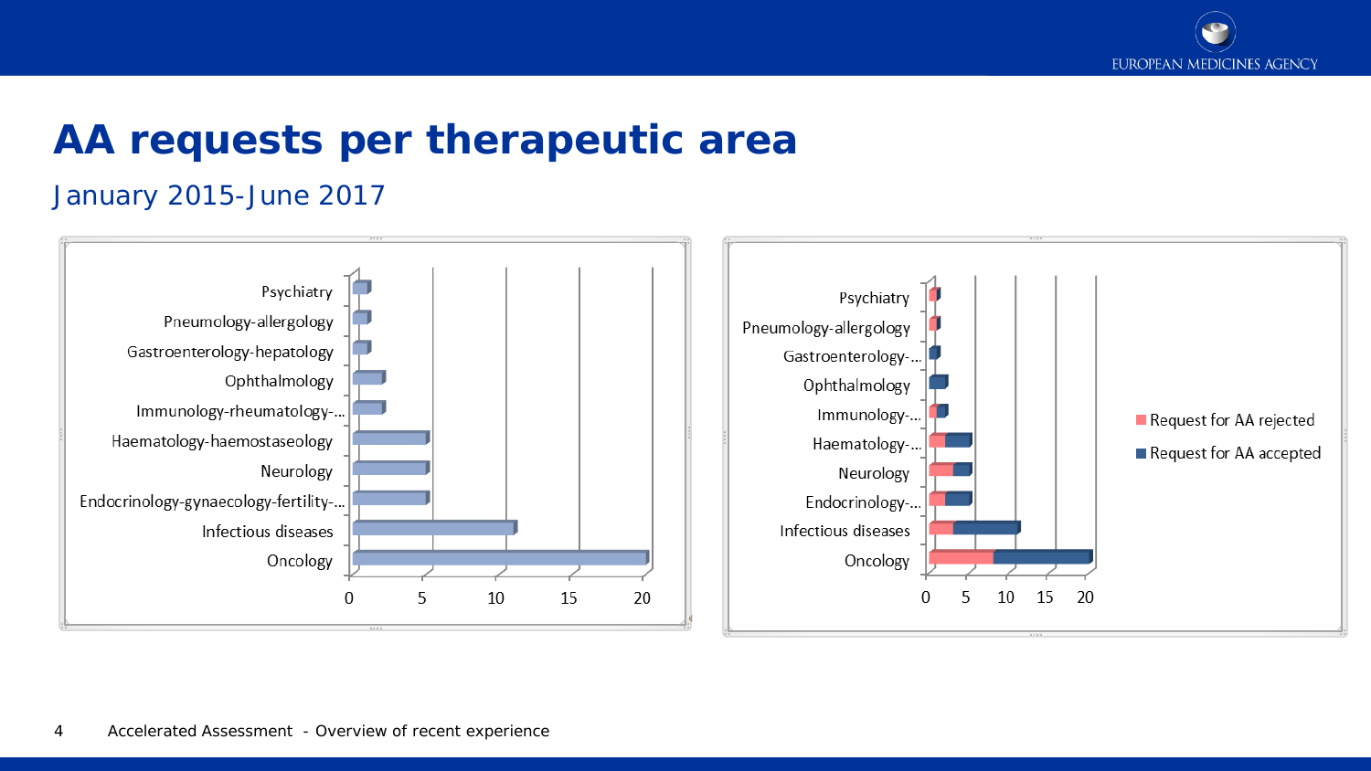# AA requests per therapeutic area

January 2015-June 2017

Psychiatry
Pneumology-allergology
Gastroenterology-hepatology
Ophthalmology
Immunology-rheumatology-...
Haematology-haemostaseology
Neurology
Endocrinology-gynaecology-fertility-...
Infectious diseases
Oncology

0 5 10 15 20

Psychiatry
Pneumology-allergology
Gastroenterology-...
Ophthalmology
Immunology-...
Haematology-...
Neurology
Endocrinology-...
Infectious diseases
Oncology

0 5 10 15 20

Request for AA rejected
Request for AA accepted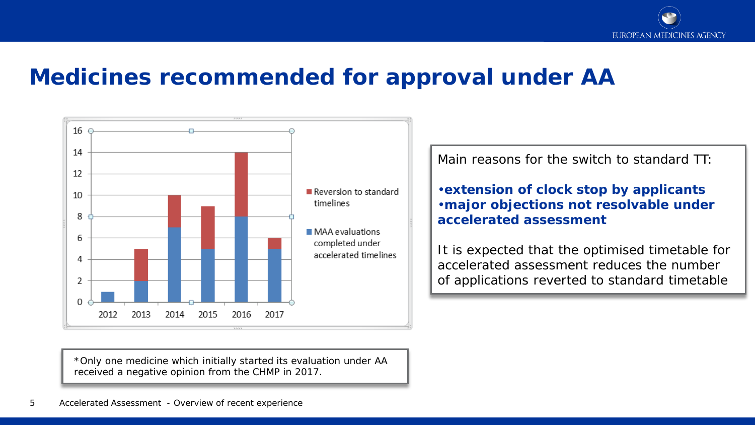# Medicines recommended for approval under AA

16
14
12
10
8
6
4
2
0

2012 2013 2014 2015 2016 2017

Reversion to standard timelines

MAA evaluations completed under accelerated timelines

Main reasons for the switch to standard TT:

- **extension of clock stop by applicants**
- **major objections not resolvable under accelerated assessment**

It is expected that the optimised timetable for accelerated assessment reduces the number of applications reverted to standard timetable

*Only one medicine which initially started its evaluation under AA received a negative opinion from the CHMP in 2017.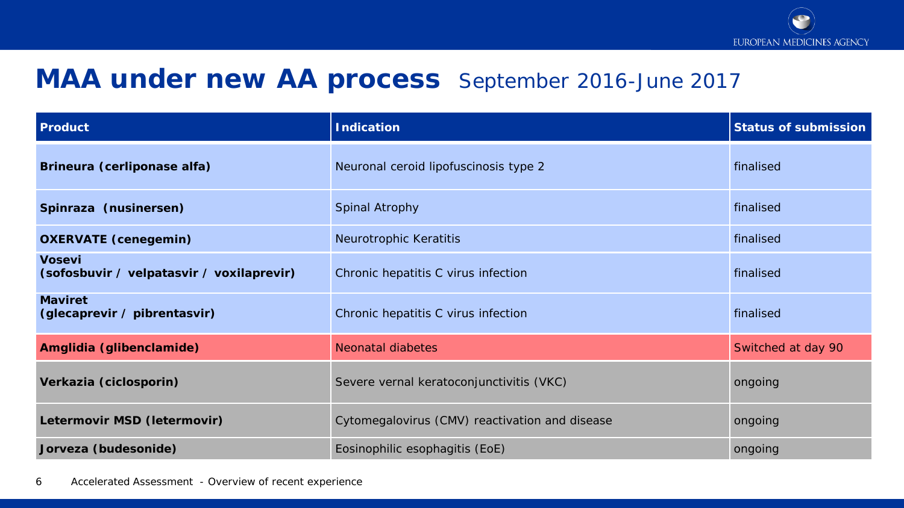# MAA under new AA process September 2016-June 2017

| Product | Indication | Status of submission |
| --- | --- | --- |
| **Brineura (cerliponase alfa)** | Neuronal ceroid lipofuscinosis type 2 | finalised |
| **Spinraza (nusinersen)** | Spinal Atrophy | finalised |
| **OXERVATE (cenegemin)** | Neurotrophic Keratitis | finalised |
| **Vosevi (sofosbuvir / velpatasvir / voxilaprevir)** | Chronic hepatitis C virus infection | finalised |
| **Maviret (glecaprevir / pibrentasvir)** | Chronic hepatitis C virus infection | finalised |
| **Amglidia (glibenclamide)** | Neonatal diabetes | Switched at day 90 |
| **Verkazia (ciclosporin)** | Severe vernal keratoconjunctivitis (VKC) | ongoing |
| **Letermovir MSD (letermovir)** | Cytomegalovirus (CMV) reactivation and disease | ongoing |
| **Jorveza (budesonide)** | Eosinophilic esophagitis (EoE) | ongoing |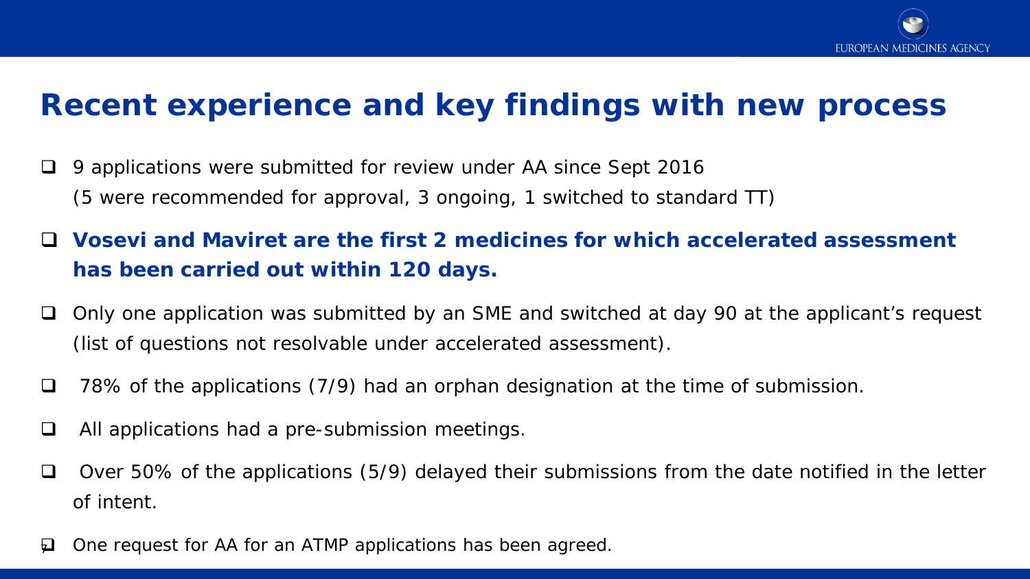# Recent experience and key findings with new process

- 9 applications were submitted for review under AA since Sept 2016
  (5 were recommended for approval, 3 ongoing, 1 switched to standard TT)
- **Vosevi and Maviret are the first 2 medicines for which accelerated assessment has been carried out within 120 days.**
- Only one application was submitted by an SME and switched at day 90 at the applicant's request (list of questions not resolvable under accelerated assessment).
- 78% of the applications (7/9) had an orphan designation at the time of submission.
- All applications had a pre-submission meetings.
- Over 50% of the applications (5/9) delayed their submissions from the date notified in the letter of intent.
- One request for AA for an ATMP applications has been agreed.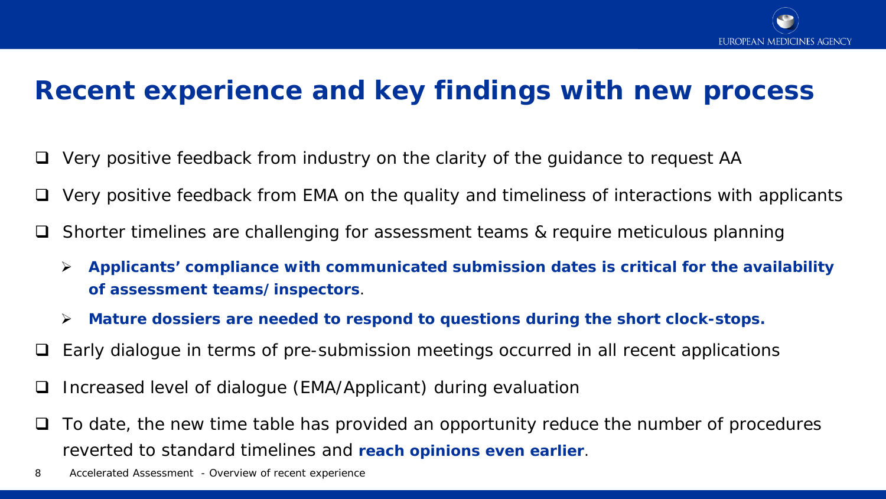# Recent experience and key findings with new process

- Very positive feedback from industry on the clarity of the guidance to request AA
- Very positive feedback from EMA on the quality and timeliness of interactions with applicants
- Shorter timelines are challenging for assessment teams & require meticulous planning
  - **Applicants' compliance with communicated submission dates is critical for the availability of assessment teams/inspectors**.
  - **Mature dossiers are needed to respond to questions during the short clock-stops.**
- Early dialogue in terms of pre-submission meetings occurred in all recent applications
- Increased level of dialogue (EMA/Applicant) during evaluation
- To date, the new time table has provided an opportunity reduce the number of procedures reverted to standard timelines and **reach opinions even earlier**.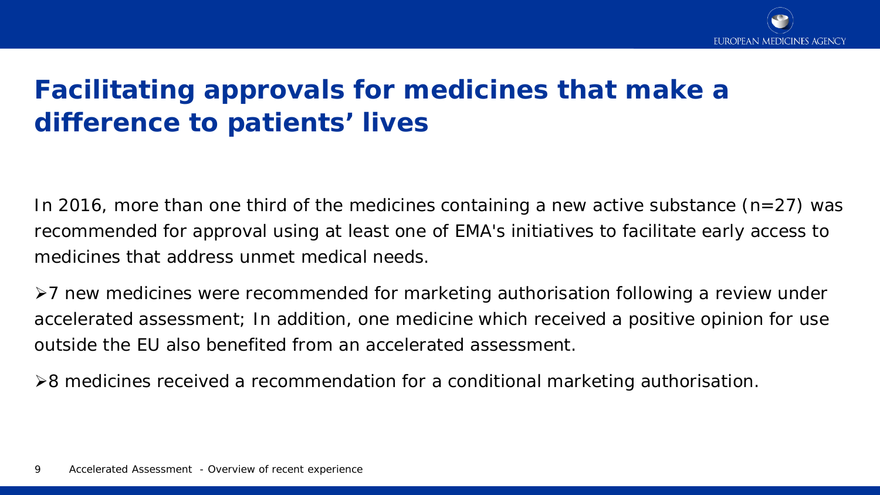# Facilitating approvals for medicines that make a difference to patients' lives

In 2016, more than one third of the medicines containing a new active substance (n=27) was recommended for approval using at least one of EMA's initiatives to facilitate early access to medicines that address unmet medical needs.

- 7 new medicines were recommended for marketing authorisation following a review under accelerated assessment; In addition, one medicine which received a positive opinion for use outside the EU also benefited from an accelerated assessment.
- 8 medicines received a recommendation for a conditional marketing authorisation.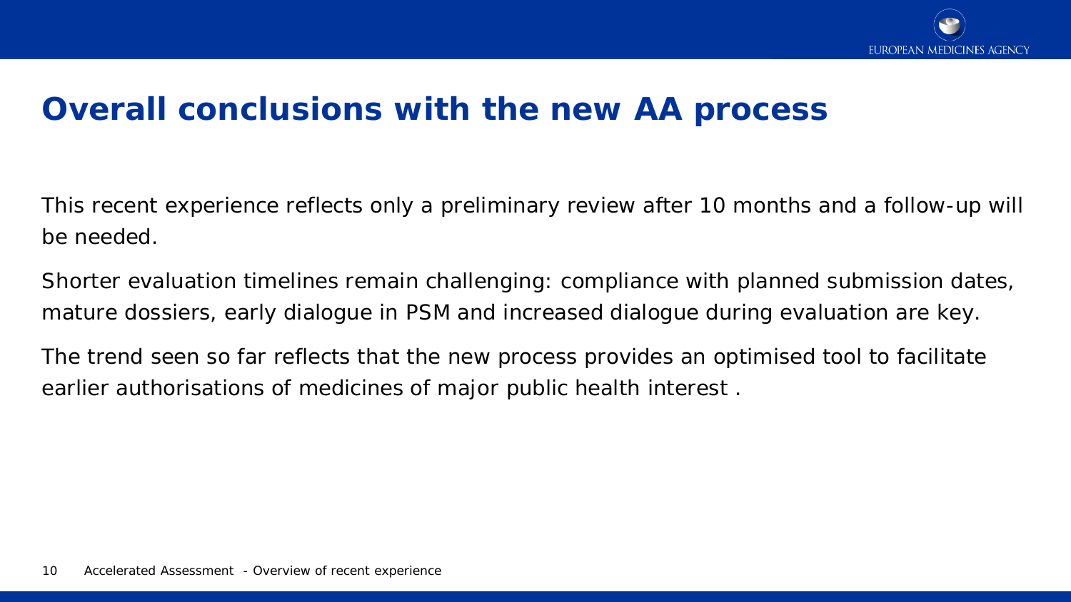# Overall conclusions with the new AA process

This recent experience reflects only a preliminary review after 10 months and a follow-up will be needed.

Shorter evaluation timelines remain challenging: compliance with planned submission dates, mature dossiers, early dialogue in PSM and increased dialogue during evaluation are key.

The trend seen so far reflects that the new process provides an optimised tool to facilitate earlier authorisations of medicines of major public health interest .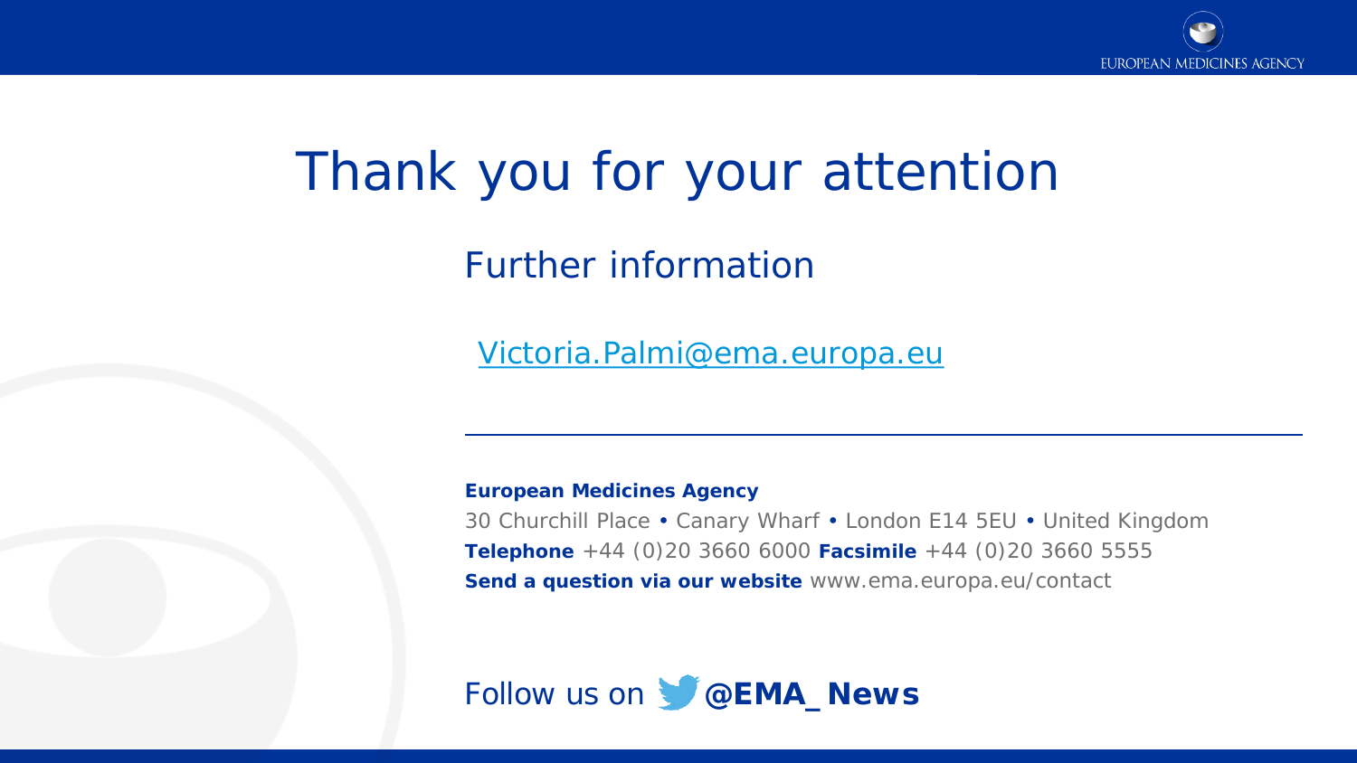# Thank you for your attention

## Further information

Victoria.Palmi@ema.europa.eu

---

**European Medicines Agency**

30 Churchill Place • Canary Wharf • London E14 5EU • United Kingdom

**Telephone** +44 (0)20 3660 6000 **Facsimile** +44 (0)20 3660 5555

**Send a question via our website** www.ema.europa.eu/contact

Follow us on **@EMA_News**